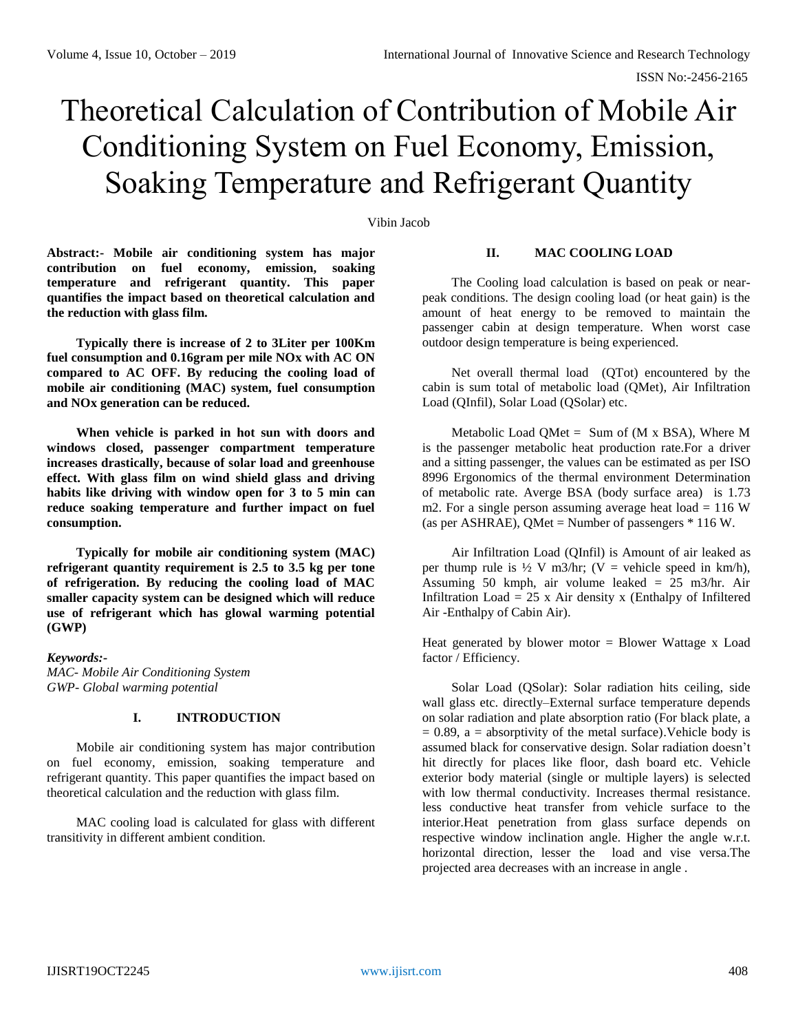# Theoretical Calculation of Contribution of Mobile Air Conditioning System on Fuel Economy, Emission, Soaking Temperature and Refrigerant Quantity

Vibin Jacob

**Abstract:- Mobile air conditioning system has major contribution on fuel economy, emission, soaking temperature and refrigerant quantity. This paper quantifies the impact based on theoretical calculation and the reduction with glass film.**

**Typically there is increase of 2 to 3Liter per 100Km fuel consumption and 0.16gram per mile NOx with AC ON compared to AC OFF. By reducing the cooling load of mobile air conditioning (MAC) system, fuel consumption and NOx generation can be reduced.**

**When vehicle is parked in hot sun with doors and windows closed, passenger compartment temperature increases drastically, because of solar load and greenhouse effect. With glass film on wind shield glass and driving habits like driving with window open for 3 to 5 min can reduce soaking temperature and further impact on fuel consumption.**

**Typically for mobile air conditioning system (MAC) refrigerant quantity requirement is 2.5 to 3.5 kg per tone of refrigeration. By reducing the cooling load of MAC smaller capacity system can be designed which will reduce use of refrigerant which has glowal warming potential (GWP)**

***Keywords:-***
*MAC- Mobile Air Conditioning System*
*GWP- Global warming potential*

## I. INTRODUCTION

Mobile air conditioning system has major contribution on fuel economy, emission, soaking temperature and refrigerant quantity. This paper quantifies the impact based on theoretical calculation and the reduction with glass film.

MAC cooling load is calculated for glass with different transitivity in different ambient condition.

## II. MAC COOLING LOAD

The Cooling load calculation is based on peak or near-peak conditions. The design cooling load (or heat gain) is the amount of heat energy to be removed to maintain the passenger cabin at design temperature. When worst case outdoor design temperature is being experienced.

Net overall thermal load (QTot) encountered by the cabin is sum total of metabolic load (QMet), Air Infiltration Load (QInfil), Solar Load (QSolar) etc.

Metabolic Load QMet = Sum of (M x BSA), Where M is the passenger metabolic heat production rate.For a driver and a sitting passenger, the values can be estimated as per ISO 8996 Ergonomics of the thermal environment Determination of metabolic rate. Averge BSA (body surface area) is 1.73 m2. For a single person assuming average heat load = 116 W (as per ASHRAE), QMet = Number of passengers * 116 W.

Air Infiltration Load (QInfil) is Amount of air leaked as per thump rule is ½ V m3/hr; (V = vehicle speed in km/h), Assuming 50 kmph, air volume leaked = 25 m3/hr. Air Infiltration Load = 25 x Air density x (Enthalpy of Infiltered Air -Enthalpy of Cabin Air).

Heat generated by blower motor = Blower Wattage x Load factor / Efficiency.

Solar Load (QSolar): Solar radiation hits ceiling, side wall glass etc. directly–External surface temperature depends on solar radiation and plate absorption ratio (For black plate, a = 0.89, a = absorptivity of the metal surface).Vehicle body is assumed black for conservative design. Solar radiation doesn't hit directly for places like floor, dash board etc. Vehicle exterior body material (single or multiple layers) is selected with low thermal conductivity. Increases thermal resistance. less conductive heat transfer from vehicle surface to the interior.Heat penetration from glass surface depends on respective window inclination angle. Higher the angle w.r.t. horizontal direction, lesser the load and vise versa.The projected area decreases with an increase in angle .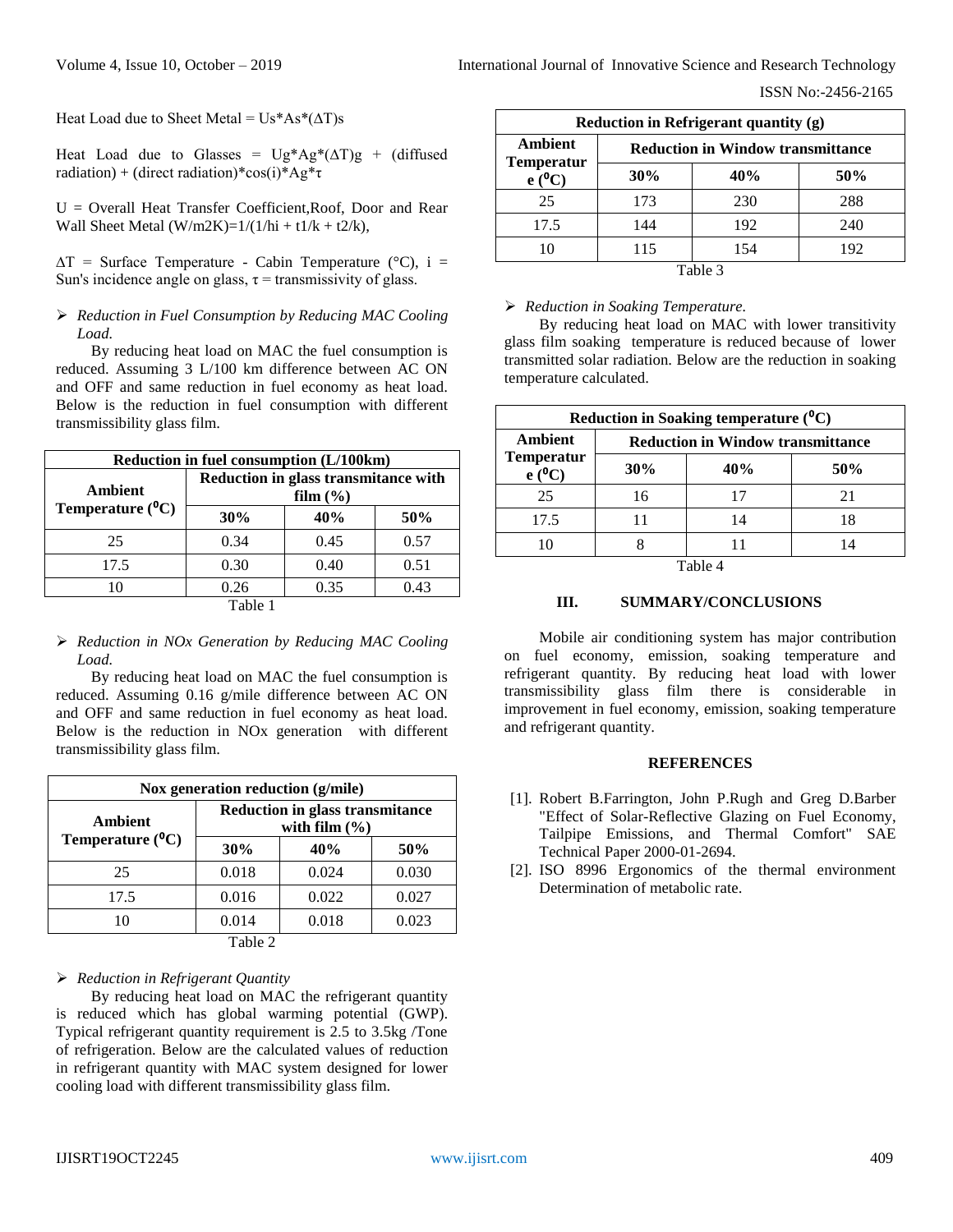Heat Load due to Sheet Metal = Us*As*(ΔT)s

Heat Load due to Glasses = Ug*Ag*(ΔT)g + (diffused radiation) + (direct radiation)*cos(i)*Ag*τ

U = Overall Heat Transfer Coefficient,Roof, Door and Rear Wall Sheet Metal (W/m2K)=1/(1/hi + t1/k + t2/k),

ΔT = Surface Temperature - Cabin Temperature (°C), i = Sun's incidence angle on glass, τ = transmissivity of glass.

- *Reduction in Fuel Consumption by Reducing MAC Cooling Load.*

By reducing heat load on MAC the fuel consumption is reduced. Assuming 3 L/100 km difference between AC ON and OFF and same reduction in fuel economy as heat load. Below is the reduction in fuel consumption with different transmissibility glass film.

| Reduction in fuel consumption (L/100km) | | | |
|---|---|---|---|
| **Ambient Temperature ($^0$C)** | **Reduction in glass transmitance with film (%)** | | |
| | **30%** | **40%** | **50%** |
| 25 | 0.34 | 0.45 | 0.57 |
| 17.5 | 0.30 | 0.40 | 0.51 |
| 10 | 0.26 | 0.35 | 0.43 |

Table 1

- *Reduction in NOx Generation by Reducing MAC Cooling Load.*

By reducing heat load on MAC the fuel consumption is reduced. Assuming 0.16 g/mile difference between AC ON and OFF and same reduction in fuel economy as heat load. Below is the reduction in NOx generation with different transmissibility glass film.

| Nox generation reduction (g/mile) | | | |
|---|---|---|---|
| **Ambient Temperature ($^0$C)** | **Reduction in glass transmitance with film (%)** | | |
| | **30%** | **40%** | **50%** |
| 25 | 0.018 | 0.024 | 0.030 |
| 17.5 | 0.016 | 0.022 | 0.027 |
| 10 | 0.014 | 0.018 | 0.023 |

Table 2

- *Reduction in Refrigerant Quantity*

By reducing heat load on MAC the refrigerant quantity is reduced which has global warming potential (GWP). Typical refrigerant quantity requirement is 2.5 to 3.5kg /Tone of refrigeration. Below are the calculated values of reduction in refrigerant quantity with MAC system designed for lower cooling load with different transmissibility glass film.

| Reduction in Refrigerant quantity (g) | | | |
|---|---|---|---|
| **Ambient Temperature ($^0$C)** | **Reduction in Window transmittance** | | |
| | **30%** | **40%** | **50%** |
| 25 | 173 | 230 | 288 |
| 17.5 | 144 | 192 | 240 |
| 10 | 115 | 154 | 192 |

Table 3

- *Reduction in Soaking Temperature.*

By reducing heat load on MAC with lower transitivity glass film soaking temperature is reduced because of lower transmitted solar radiation. Below are the reduction in soaking temperature calculated.

| Reduction in Soaking temperature ($^0$C) | | | |
|---|---|---|---|
| **Ambient Temperature ($^0$C)** | **Reduction in Window transmittance** | | |
| | **30%** | **40%** | **50%** |
| 25 | 16 | 17 | 21 |
| 17.5 | 11 | 14 | 18 |
| 10 | 8 | 11 | 14 |

Table 4

## III. SUMMARY/CONCLUSIONS

Mobile air conditioning system has major contribution on fuel economy, emission, soaking temperature and refrigerant quantity. By reducing heat load with lower transmissibility glass film there is considerable in improvement in fuel economy, emission, soaking temperature and refrigerant quantity.

## REFERENCES

[1]. Robert B.Farrington, John P.Rugh and Greg D.Barber "Effect of Solar-Reflective Glazing on Fuel Economy, Tailpipe Emissions, and Thermal Comfort" SAE Technical Paper 2000-01-2694.

[2]. ISO 8996 Ergonomics of the thermal environment Determination of metabolic rate.